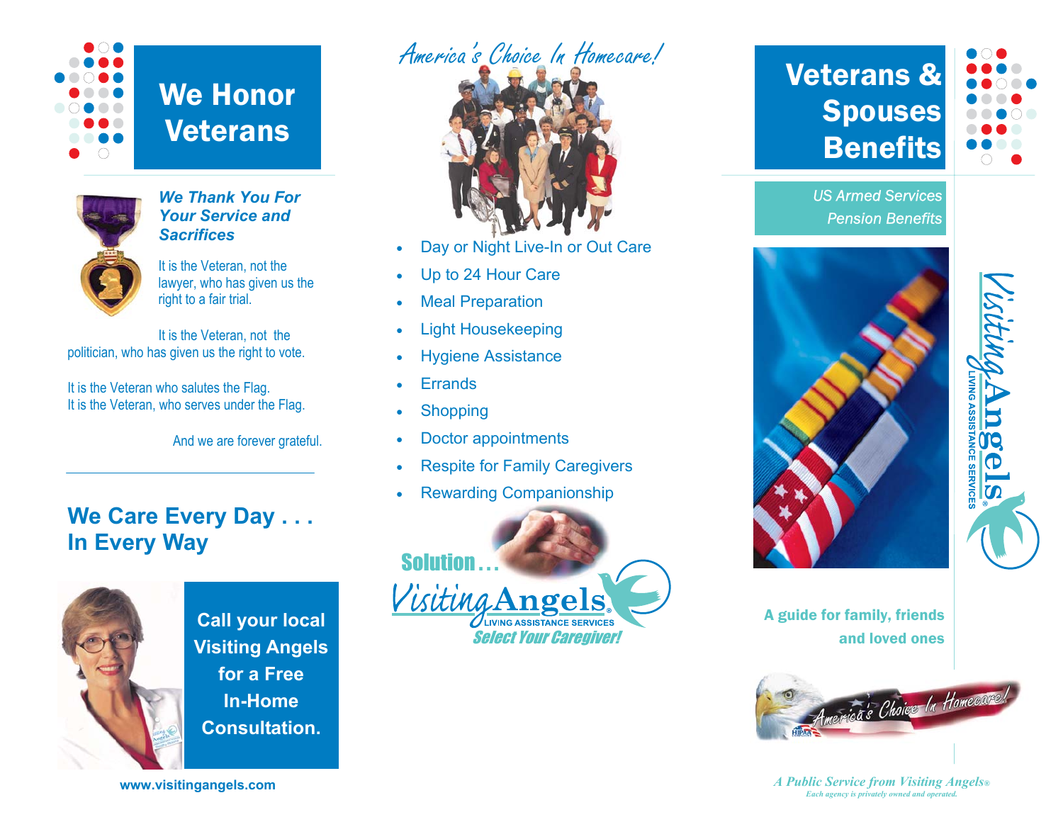# We Honor Veterans

***We Thank You For Your Service and Sacrifices***

It is the Veteran, not the lawyer, who has given us the right to a fair trial.

It is the Veteran, not the politician, who has given us the right to vote.

It is the Veteran who salutes the Flag.
It is the Veteran, who serves under the Flag.

And we are forever grateful.

## We Care Every Day . . . In Every Way

**Call your local Visiting Angels for a Free In-Home Consultation.**

**www.visitingangels.com**

*America's Choice In Homecare!*

- Day or Night Live-In or Out Care
- Up to 24 Hour Care
- Meal Preparation
- Light Housekeeping
- Hygiene Assistance
- Errands
- Shopping
- Doctor appointments
- Respite for Family Caregivers
- Rewarding Companionship

**Solution . . .**

Visiting Angels® LIVING ASSISTANCE SERVICES

***Select Your Caregiver!***

# Veterans & Spouses Benefits

*US Armed Services Pension Benefits*

Visiting Angels® LIVING ASSISTANCE SERVICES

**A guide for family, friends and loved ones**

*America's Choice In Homecare!*

*A Public Service from Visiting Angels®*
*Each agency is privately owned and operated.*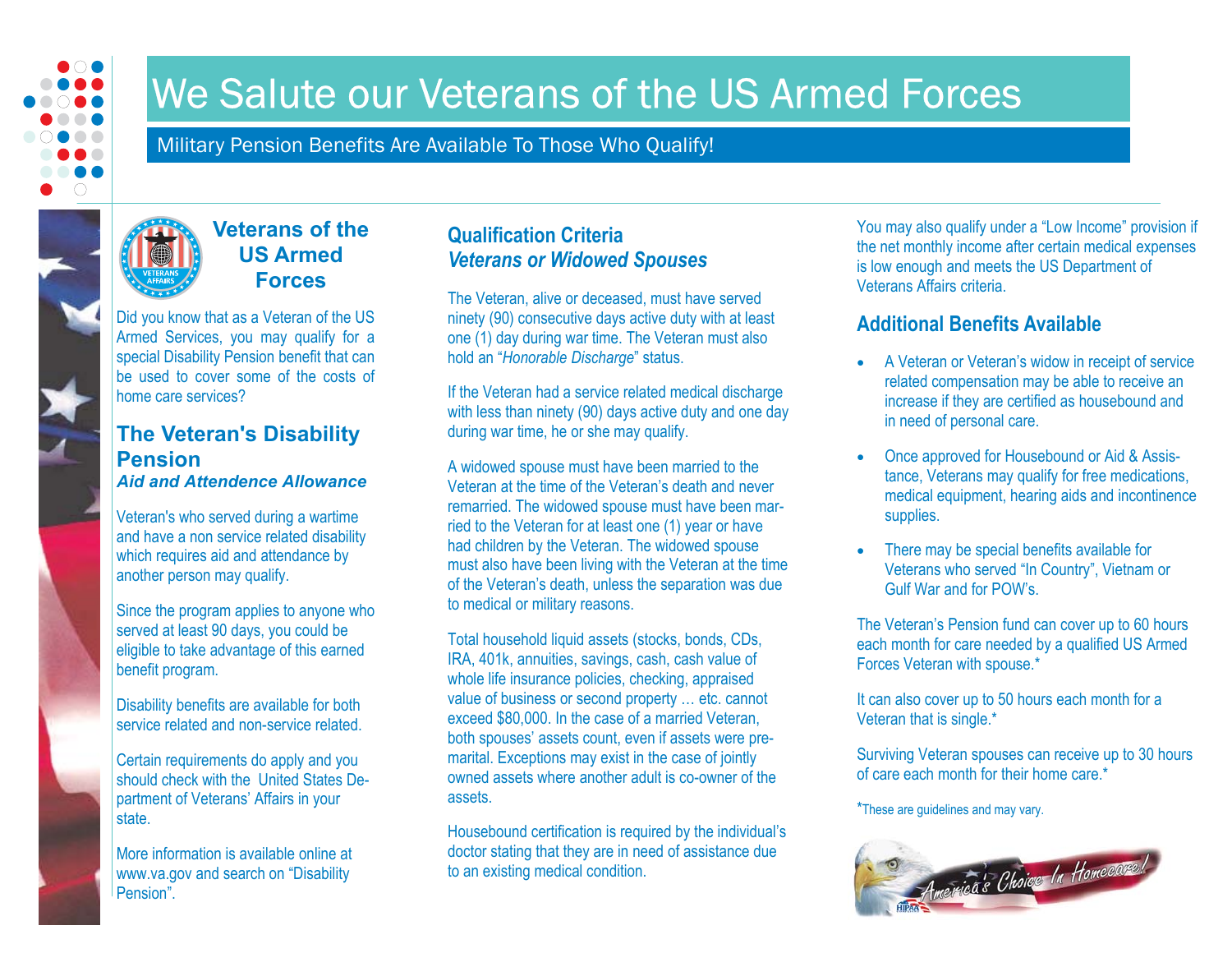# We Salute our Veterans of the US Armed Forces

Military Pension Benefits Are Available To Those Who Qualify!

## Veterans of the US Armed Forces

Did you know that as a Veteran of the US Armed Services, you may qualify for a special Disability Pension benefit that can be used to cover some of the costs of home care services?

## The Veteran's Disability Pension

***Aid and Attendence Allowance***

Veteran's who served during a wartime and have a non service related disability which requires aid and attendance by another person may qualify.

Since the program applies to anyone who served at least 90 days, you could be eligible to take advantage of this earned benefit program.

Disability benefits are available for both service related and non-service related.

Certain requirements do apply and you should check with the United States Department of Veterans' Affairs in your state.

More information is available online at www.va.gov and search on "Disability Pension".

## Qualification Criteria

***Veterans or Widowed Spouses***

The Veteran, alive or deceased, must have served ninety (90) consecutive days active duty with at least one (1) day during war time. The Veteran must also hold an "*Honorable Discharge*" status.

If the Veteran had a service related medical discharge with less than ninety (90) days active duty and one day during war time, he or she may qualify.

A widowed spouse must have been married to the Veteran at the time of the Veteran's death and never remarried. The widowed spouse must have been married to the Veteran for at least one (1) year or have had children by the Veteran. The widowed spouse must also have been living with the Veteran at the time of the Veteran's death, unless the separation was due to medical or military reasons.

Total household liquid assets (stocks, bonds, CDs, IRA, 401k, annuities, savings, cash, cash value of whole life insurance policies, checking, appraised value of business or second property … etc. cannot exceed $80,000. In the case of a married Veteran, both spouses' assets count, even if assets were pre-marital. Exceptions may exist in the case of jointly owned assets where another adult is co-owner of the assets.

Housebound certification is required by the individual's doctor stating that they are in need of assistance due to an existing medical condition.

You may also qualify under a "Low Income" provision if the net monthly income after certain medical expenses is low enough and meets the US Department of Veterans Affairs criteria.

## Additional Benefits Available

- A Veteran or Veteran's widow in receipt of service related compensation may be able to receive an increase if they are certified as housebound and in need of personal care.
- Once approved for Housebound or Aid & Assistance, Veterans may qualify for free medications, medical equipment, hearing aids and incontinence supplies.
- There may be special benefits available for Veterans who served "In Country", Vietnam or Gulf War and for POW's.

The Veteran's Pension fund can cover up to 60 hours each month for care needed by a qualified US Armed Forces Veteran with spouse.*

It can also cover up to 50 hours each month for a Veteran that is single.*

Surviving Veteran spouses can receive up to 30 hours of care each month for their home care.*

*These are guidelines and may vary.

America's Choice In Homecare!